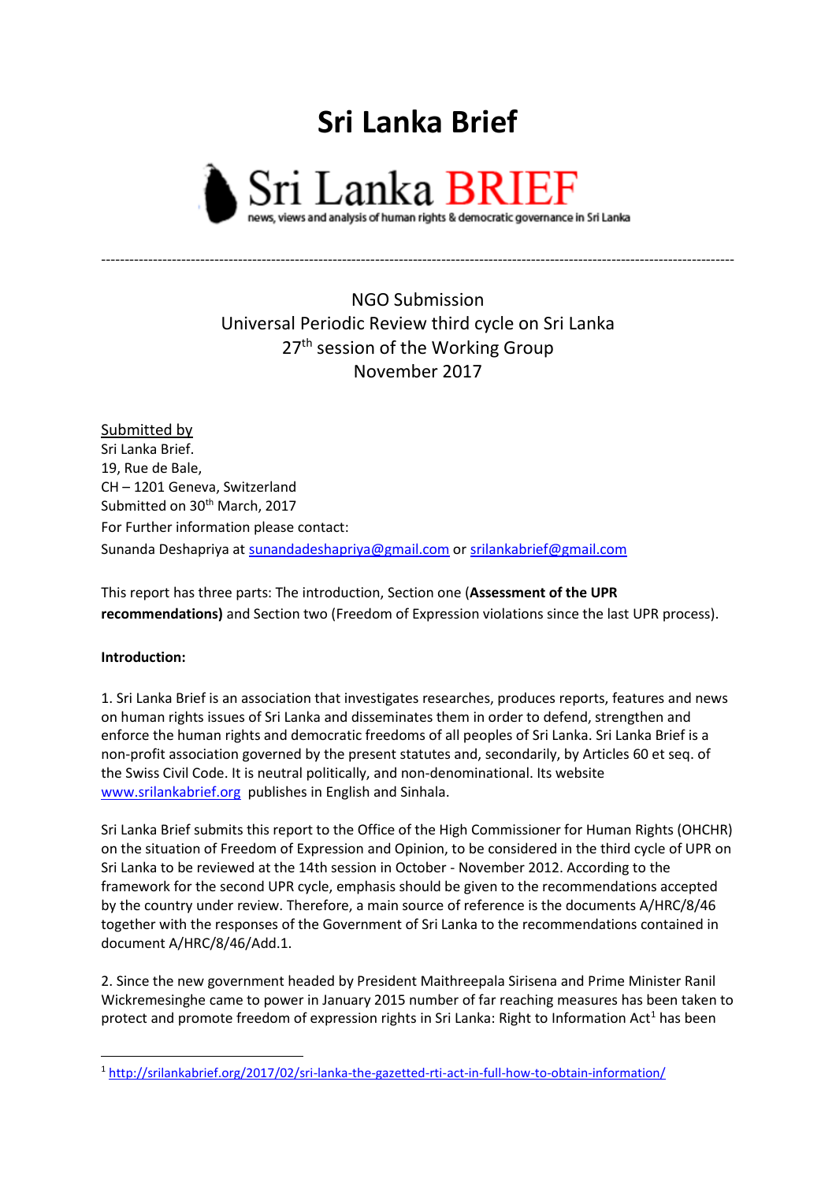# Sri Lanka Brief

Sri Lanka BRIEF

news, views and analysis of human rights & democratic governance in Sri Lanka

---

NGO Submission
Universal Periodic Review third cycle on Sri Lanka
27th session of the Working Group
November 2017

Submitted by
Sri Lanka Brief.
19, Rue de Bale,
CH – 1201 Geneva, Switzerland
Submitted on 30th March, 2017
For Further information please contact:
Sunanda Deshapriya at sunandadeshapriya@gmail.com or srilankabrief@gmail.com

This report has three parts: The introduction, Section one (**Assessment of the UPR recommendations)** and Section two (Freedom of Expression violations since the last UPR process).

**Introduction:**

1. Sri Lanka Brief is an association that investigates researches, produces reports, features and news on human rights issues of Sri Lanka and disseminates them in order to defend, strengthen and enforce the human rights and democratic freedoms of all peoples of Sri Lanka. Sri Lanka Brief is a non-profit association governed by the present statutes and, secondarily, by Articles 60 et seq. of the Swiss Civil Code. It is neutral politically, and non-denominational. Its website www.srilankabrief.org publishes in English and Sinhala.

Sri Lanka Brief submits this report to the Office of the High Commissioner for Human Rights (OHCHR) on the situation of Freedom of Expression and Opinion, to be considered in the third cycle of UPR on Sri Lanka to be reviewed at the 14th session in October - November 2012. According to the framework for the second UPR cycle, emphasis should be given to the recommendations accepted by the country under review. Therefore, a main source of reference is the documents A/HRC/8/46 together with the responses of the Government of Sri Lanka to the recommendations contained in document A/HRC/8/46/Add.1.

2. Since the new government headed by President Maithreepala Sirisena and Prime Minister Ranil Wickremesinghe came to power in January 2015 number of far reaching measures has been taken to protect and promote freedom of expression rights in Sri Lanka: Right to Information Act[1] has been

[1] http://srilankabrief.org/2017/02/sri-lanka-the-gazetted-rti-act-in-full-how-to-obtain-information/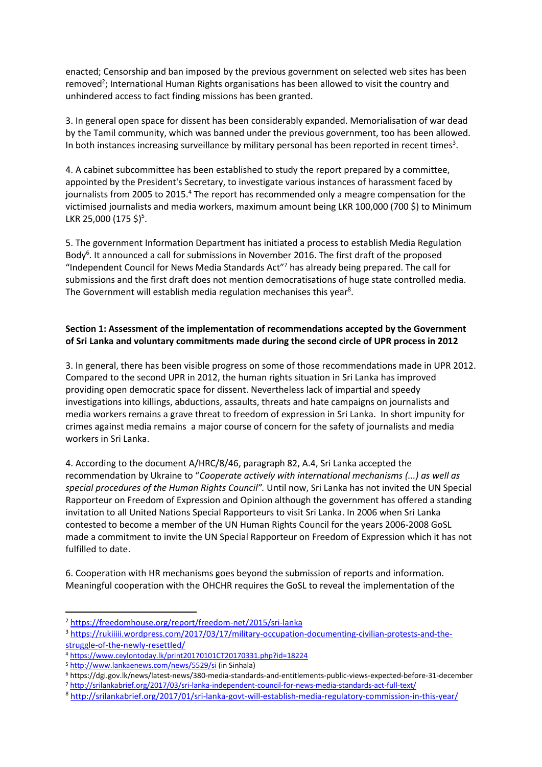enacted; Censorship and ban imposed by the previous government on selected web sites has been removed[2]; International Human Rights organisations has been allowed to visit the country and unhindered access to fact finding missions has been granted.

3. In general open space for dissent has been considerably expanded. Memorialisation of war dead by the Tamil community, which was banned under the previous government, too has been allowed. In both instances increasing surveillance by military personal has been reported in recent times[3].

4. A cabinet subcommittee has been established to study the report prepared by a committee, appointed by the President's Secretary, to investigate various instances of harassment faced by journalists from 2005 to 2015.[4] The report has recommended only a meagre compensation for the victimised journalists and media workers, maximum amount being LKR 100,000 (700 $) to Minimum LKR 25,000 (175 $)[5].

5. The government Information Department has initiated a process to establish Media Regulation Body[6]. It announced a call for submissions in November 2016. The first draft of the proposed "Independent Council for News Media Standards Act"[7] has already being prepared. The call for submissions and the first draft does not mention democratisations of huge state controlled media. The Government will establish media regulation mechanises this year[8].

**Section 1: Assessment of the implementation of recommendations accepted by the Government of Sri Lanka and voluntary commitments made during the second circle of UPR process in 2012**

3. In general, there has been visible progress on some of those recommendations made in UPR 2012. Compared to the second UPR in 2012, the human rights situation in Sri Lanka has improved providing open democratic space for dissent. Nevertheless lack of impartial and speedy investigations into killings, abductions, assaults, threats and hate campaigns on journalists and media workers remains a grave threat to freedom of expression in Sri Lanka. In short impunity for crimes against media remains a major course of concern for the safety of journalists and media workers in Sri Lanka.

4. According to the document A/HRC/8/46, paragraph 82, A.4, Sri Lanka accepted the recommendation by Ukraine to "*Cooperate actively with international mechanisms (...) as well as special procedures of the Human Rights Council".* Until now, Sri Lanka has not invited the UN Special Rapporteur on Freedom of Expression and Opinion although the government has offered a standing invitation to all United Nations Special Rapporteurs to visit Sri Lanka. In 2006 when Sri Lanka contested to become a member of the UN Human Rights Council for the years 2006-2008 GoSL made a commitment to invite the UN Special Rapporteur on Freedom of Expression which it has not fulfilled to date.

6. Cooperation with HR mechanisms goes beyond the submission of reports and information. Meaningful cooperation with the OHCHR requires the GoSL to reveal the implementation of the

---

[2] https://freedomhouse.org/report/freedom-net/2015/sri-lanka

[3] https://rukiiiii.wordpress.com/2017/03/17/military-occupation-documenting-civilian-protests-and-the-struggle-of-the-newly-resettled/

[4] https://www.ceylontoday.lk/print20170101CT20170331.php?id=18224

[5] http://www.lankaenews.com/news/5529/si (in Sinhala)

[6] https://dgi.gov.lk/news/latest-news/380-media-standards-and-entitlements-public-views-expected-before-31-december

[7] http://srilankabrief.org/2017/03/sri-lanka-independent-council-for-news-media-standards-act-full-text/

[8] http://srilankabrief.org/2017/01/sri-lanka-govt-will-establish-media-regulatory-commission-in-this-year/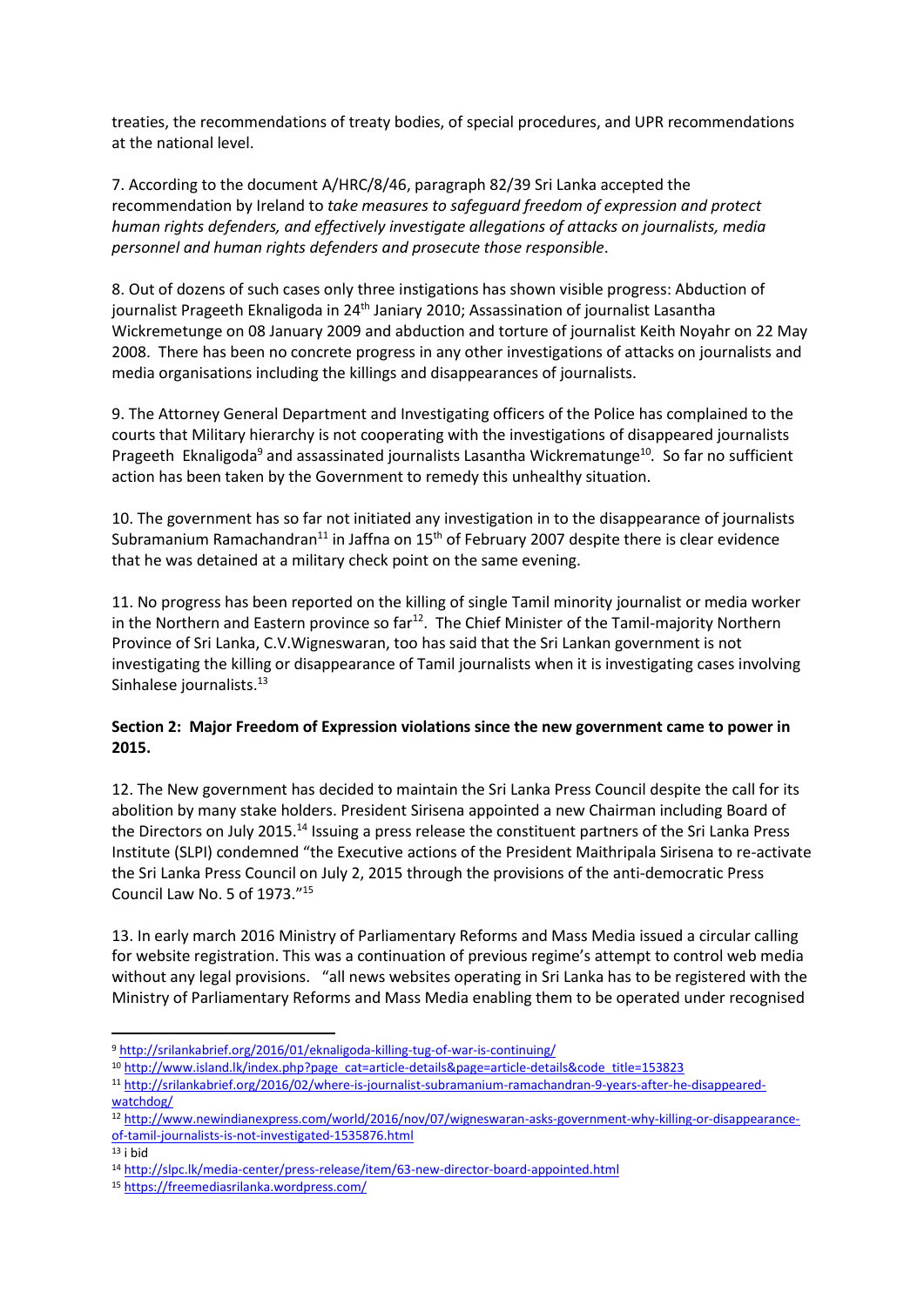treaties, the recommendations of treaty bodies, of special procedures, and UPR recommendations at the national level.

7. According to the document A/HRC/8/46, paragraph 82/39 Sri Lanka accepted the recommendation by Ireland to *take measures to safeguard freedom of expression and protect human rights defenders, and effectively investigate allegations of attacks on journalists, media personnel and human rights defenders and prosecute those responsible*.

8. Out of dozens of such cases only three instigations has shown visible progress: Abduction of journalist Prageeth Eknaligoda in 24th Janiary 2010; Assassination of journalist Lasantha Wickremetunge on 08 January 2009 and abduction and torture of journalist Keith Noyahr on 22 May 2008. There has been no concrete progress in any other investigations of attacks on journalists and media organisations including the killings and disappearances of journalists.

9. The Attorney General Department and Investigating officers of the Police has complained to the courts that Military hierarchy is not cooperating with the investigations of disappeared journalists Prageeth Eknaligoda[9] and assassinated journalists Lasantha Wickrematunge[10]. So far no sufficient action has been taken by the Government to remedy this unhealthy situation.

10. The government has so far not initiated any investigation in to the disappearance of journalists Subramanium Ramachandran[11] in Jaffna on 15th of February 2007 despite there is clear evidence that he was detained at a military check point on the same evening.

11. No progress has been reported on the killing of single Tamil minority journalist or media worker in the Northern and Eastern province so far[12]. The Chief Minister of the Tamil-majority Northern Province of Sri Lanka, C.V.Wigneswaran, too has said that the Sri Lankan government is not investigating the killing or disappearance of Tamil journalists when it is investigating cases involving Sinhalese journalists.[13]

**Section 2: Major Freedom of Expression violations since the new government came to power in 2015.**

12. The New government has decided to maintain the Sri Lanka Press Council despite the call for its abolition by many stake holders. President Sirisena appointed a new Chairman including Board of the Directors on July 2015.[14] Issuing a press release the constituent partners of the Sri Lanka Press Institute (SLPI) condemned "the Executive actions of the President Maithripala Sirisena to re-activate the Sri Lanka Press Council on July 2, 2015 through the provisions of the anti-democratic Press Council Law No. 5 of 1973."[15]

13. In early march 2016 Ministry of Parliamentary Reforms and Mass Media issued a circular calling for website registration. This was a continuation of previous regime's attempt to control web media without any legal provisions. "all news websites operating in Sri Lanka has to be registered with the Ministry of Parliamentary Reforms and Mass Media enabling them to be operated under recognised

---

[9] http://srilankabrief.org/2016/01/eknaligoda-killing-tug-of-war-is-continuing/

[10] http://www.island.lk/index.php?page_cat=article-details&page=article-details&code_title=153823

[11] http://srilankabrief.org/2016/02/where-is-journalist-subramanium-ramachandran-9-years-after-he-disappeared-watchdog/

[12] http://www.newindianexpress.com/world/2016/nov/07/wigneswaran-asks-government-why-killing-or-disappearance-of-tamil-journalists-is-not-investigated-1535876.html

[13] i bid

[14] http://slpc.lk/media-center/press-release/item/63-new-director-board-appointed.html

[15] https://freemediasrilanka.wordpress.com/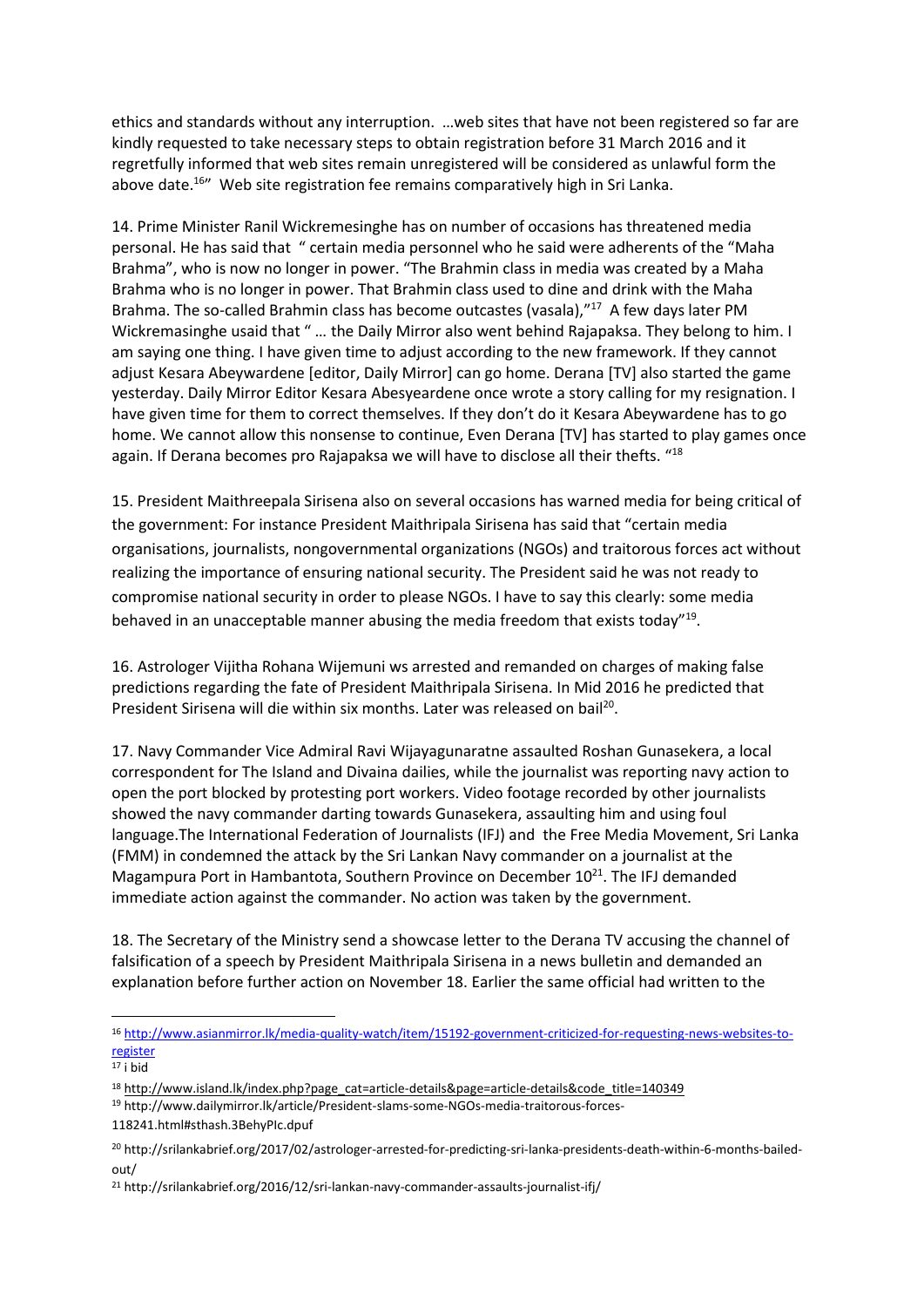ethics and standards without any interruption. …web sites that have not been registered so far are kindly requested to take necessary steps to obtain registration before 31 March 2016 and it regretfully informed that web sites remain unregistered will be considered as unlawful form the above date.[16]" Web site registration fee remains comparatively high in Sri Lanka.

14. Prime Minister Ranil Wickremesinghe has on number of occasions has threatened media personal. He has said that " certain media personnel who he said were adherents of the "Maha Brahma", who is now no longer in power. "The Brahmin class in media was created by a Maha Brahma who is no longer in power. That Brahmin class used to dine and drink with the Maha Brahma. The so-called Brahmin class has become outcastes (vasala),"[17] A few days later PM Wickremasinghe usaid that " … the Daily Mirror also went behind Rajapaksa. They belong to him. I am saying one thing. I have given time to adjust according to the new framework. If they cannot adjust Kesara Abeywardene [editor, Daily Mirror] can go home. Derana [TV] also started the game yesterday. Daily Mirror Editor Kesara Abesyeardene once wrote a story calling for my resignation. I have given time for them to correct themselves. If they don't do it Kesara Abeywardene has to go home. We cannot allow this nonsense to continue, Even Derana [TV] has started to play games once again. If Derana becomes pro Rajapaksa we will have to disclose all their thefts. "[18]

15. President Maithreepala Sirisena also on several occasions has warned media for being critical of the government: For instance President Maithripala Sirisena has said that "certain media organisations, journalists, nongovernmental organizations (NGOs) and traitorous forces act without realizing the importance of ensuring national security. The President said he was not ready to compromise national security in order to please NGOs. I have to say this clearly: some media behaved in an unacceptable manner abusing the media freedom that exists today"[19].

16. Astrologer Vijitha Rohana Wijemuni ws arrested and remanded on charges of making false predictions regarding the fate of President Maithripala Sirisena. In Mid 2016 he predicted that President Sirisena will die within six months. Later was released on bail[20].

17. Navy Commander Vice Admiral Ravi Wijayagunaratne assaulted Roshan Gunasekera, a local correspondent for The Island and Divaina dailies, while the journalist was reporting navy action to open the port blocked by protesting port workers. Video footage recorded by other journalists showed the navy commander darting towards Gunasekera, assaulting him and using foul language.The International Federation of Journalists (IFJ) and the Free Media Movement, Sri Lanka (FMM) in condemned the attack by the Sri Lankan Navy commander on a journalist at the Magampura Port in Hambantota, Southern Province on December 10[21]. The IFJ demanded immediate action against the commander. No action was taken by the government.

18. The Secretary of the Ministry send a showcase letter to the Derana TV accusing the channel of falsification of a speech by President Maithripala Sirisena in a news bulletin and demanded an explanation before further action on November 18. Earlier the same official had written to the

---

[16] http://www.asianmirror.lk/media-quality-watch/item/15192-government-criticized-for-requesting-news-websites-to-register

[17] i bid

[18] http://www.island.lk/index.php?page_cat=article-details&page=article-details&code_title=140349

[19] http://www.dailymirror.lk/article/President-slams-some-NGOs-media-traitorous-forces-118241.html#sthash.3BehyPIc.dpuf

[20] http://srilankabrief.org/2017/02/astrologer-arrested-for-predicting-sri-lanka-presidents-death-within-6-months-bailed-out/

[21] http://srilankabrief.org/2016/12/sri-lankan-navy-commander-assaults-journalist-ifj/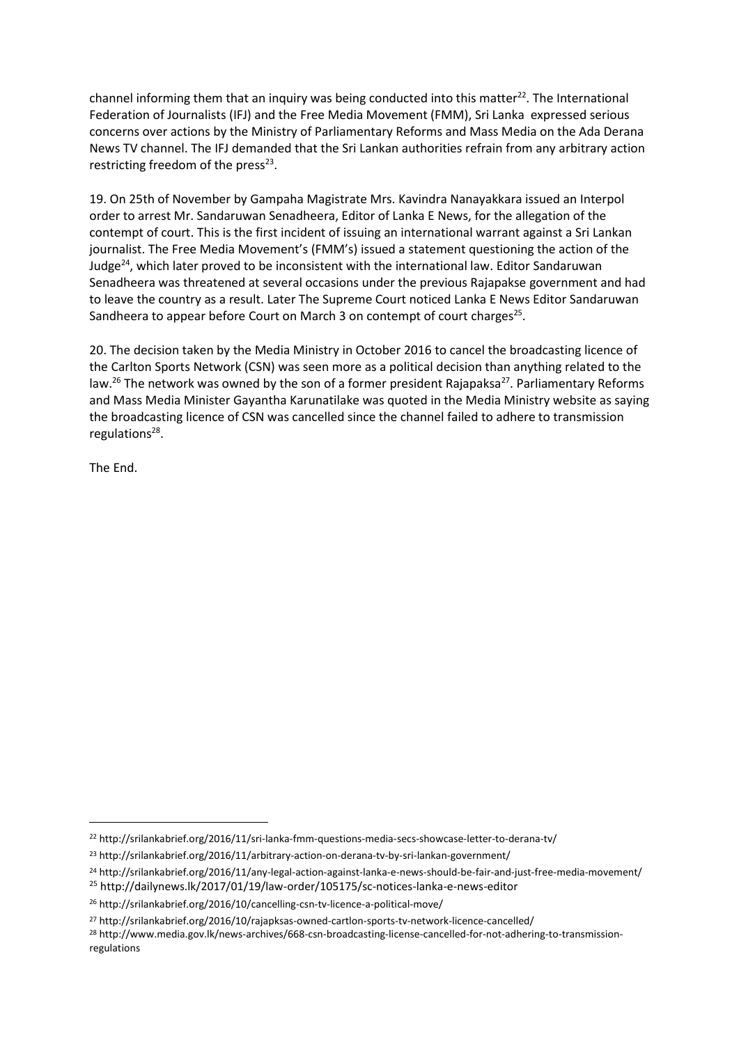channel informing them that an inquiry was being conducted into this matter[22]. The International Federation of Journalists (IFJ) and the Free Media Movement (FMM), Sri Lanka expressed serious concerns over actions by the Ministry of Parliamentary Reforms and Mass Media on the Ada Derana News TV channel. The IFJ demanded that the Sri Lankan authorities refrain from any arbitrary action restricting freedom of the press[23].

19. On 25th of November by Gampaha Magistrate Mrs. Kavindra Nanayakkara issued an Interpol order to arrest Mr. Sandaruwan Senadheera, Editor of Lanka E News, for the allegation of the contempt of court. This is the first incident of issuing an international warrant against a Sri Lankan journalist. The Free Media Movement's (FMM's) issued a statement questioning the action of the Judge[24], which later proved to be inconsistent with the international law. Editor Sandaruwan Senadheera was threatened at several occasions under the previous Rajapakse government and had to leave the country as a result. Later The Supreme Court noticed Lanka E News Editor Sandaruwan Sandheera to appear before Court on March 3 on contempt of court charges[25].

20. The decision taken by the Media Ministry in October 2016 to cancel the broadcasting licence of the Carlton Sports Network (CSN) was seen more as a political decision than anything related to the law.[26] The network was owned by the son of a former president Rajapaksa[27]. Parliamentary Reforms and Mass Media Minister Gayantha Karunatilake was quoted in the Media Ministry website as saying the broadcasting licence of CSN was cancelled since the channel failed to adhere to transmission regulations[28].

The End.

---

[22] http://srilankabrief.org/2016/11/sri-lanka-fmm-questions-media-secs-showcase-letter-to-derana-tv/

[23] http://srilankabrief.org/2016/11/arbitrary-action-on-derana-tv-by-sri-lankan-government/

[24] http://srilankabrief.org/2016/11/any-legal-action-against-lanka-e-news-should-be-fair-and-just-free-media-movement/

[25] http://dailynews.lk/2017/01/19/law-order/105175/sc-notices-lanka-e-news-editor

[26] http://srilankabrief.org/2016/10/cancelling-csn-tv-licence-a-political-move/

[27] http://srilankabrief.org/2016/10/rajapksas-owned-cartlon-sports-tv-network-licence-cancelled/

[28] http://www.media.gov.lk/news-archives/668-csn-broadcasting-license-cancelled-for-not-adhering-to-transmission-regulations